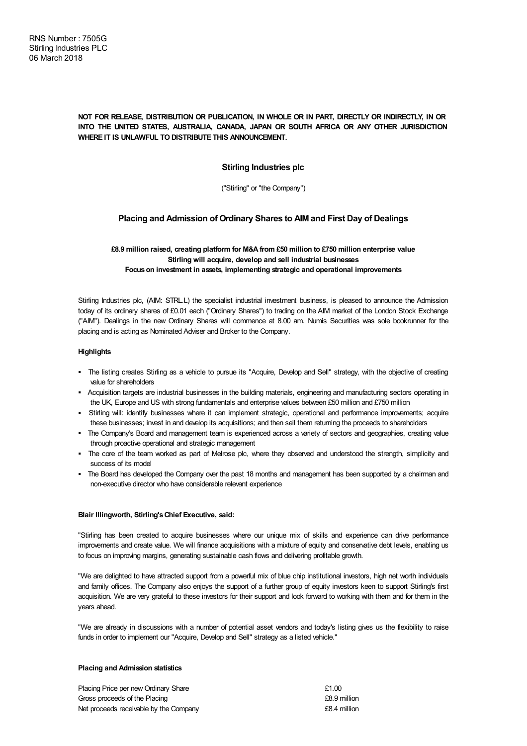RNS Number : 7505G
Stirling Industries PLC
06 March 2018

**NOT FOR RELEASE, DISTRIBUTION OR PUBLICATION, IN WHOLE OR IN PART, DIRECTLY OR INDIRECTLY, IN OR INTO THE UNITED STATES, AUSTRALIA, CANADA, JAPAN OR SOUTH AFRICA OR ANY OTHER JURISDICTION WHERE IT IS UNLAWFUL TO DISTRIBUTE THIS ANNOUNCEMENT.**

# Stirling Industries plc

("Stirling" or "the Company")

## Placing and Admission of Ordinary Shares to AIM and First Day of Dealings

**£8.9 million raised, creating platform for M&A from £50 million to £750 million enterprise value**
**Stirling will acquire, develop and sell industrial businesses**
**Focus on investment in assets, implementing strategic and operational improvements**

Stirling Industries plc, (AIM: STRL.L) the specialist industrial investment business, is pleased to announce the Admission today of its ordinary shares of £0.01 each ("Ordinary Shares") to trading on the AIM market of the London Stock Exchange ("AIM"). Dealings in the new Ordinary Shares will commence at 8.00 am. Numis Securities was sole bookrunner for the placing and is acting as Nominated Adviser and Broker to the Company.

**Highlights**

- The listing creates Stirling as a vehicle to pursue its "Acquire, Develop and Sell" strategy, with the objective of creating value for shareholders
- Acquisition targets are industrial businesses in the building materials, engineering and manufacturing sectors operating in the UK, Europe and US with strong fundamentals and enterprise values between £50 million and £750 million
- Stirling will: identify businesses where it can implement strategic, operational and performance improvements; acquire these businesses; invest in and develop its acquisitions; and then sell them returning the proceeds to shareholders
- The Company's Board and management team is experienced across a variety of sectors and geographies, creating value through proactive operational and strategic management
- The core of the team worked as part of Melrose plc, where they observed and understood the strength, simplicity and success of its model
- The Board has developed the Company over the past 18 months and management has been supported by a chairman and non-executive director who have considerable relevant experience

**Blair Illingworth, Stirling's Chief Executive, said:**

"Stirling has been created to acquire businesses where our unique mix of skills and experience can drive performance improvements and create value. We will finance acquisitions with a mixture of equity and conservative debt levels, enabling us to focus on improving margins, generating sustainable cash flows and delivering profitable growth.

"We are delighted to have attracted support from a powerful mix of blue chip institutional investors, high net worth individuals and family offices. The Company also enjoys the support of a further group of equity investors keen to support Stirling's first acquisition. We are very grateful to these investors for their support and look forward to working with them and for them in the years ahead.

"We are already in discussions with a number of potential asset vendors and today's listing gives us the flexibility to raise funds in order to implement our "Acquire, Develop and Sell" strategy as a listed vehicle."

**Placing and Admission statistics**

| | |
|---|---|
| Placing Price per new Ordinary Share | £1.00 |
| Gross proceeds of the Placing | £8.9 million |
| Net proceeds receivable by the Company | £8.4 million |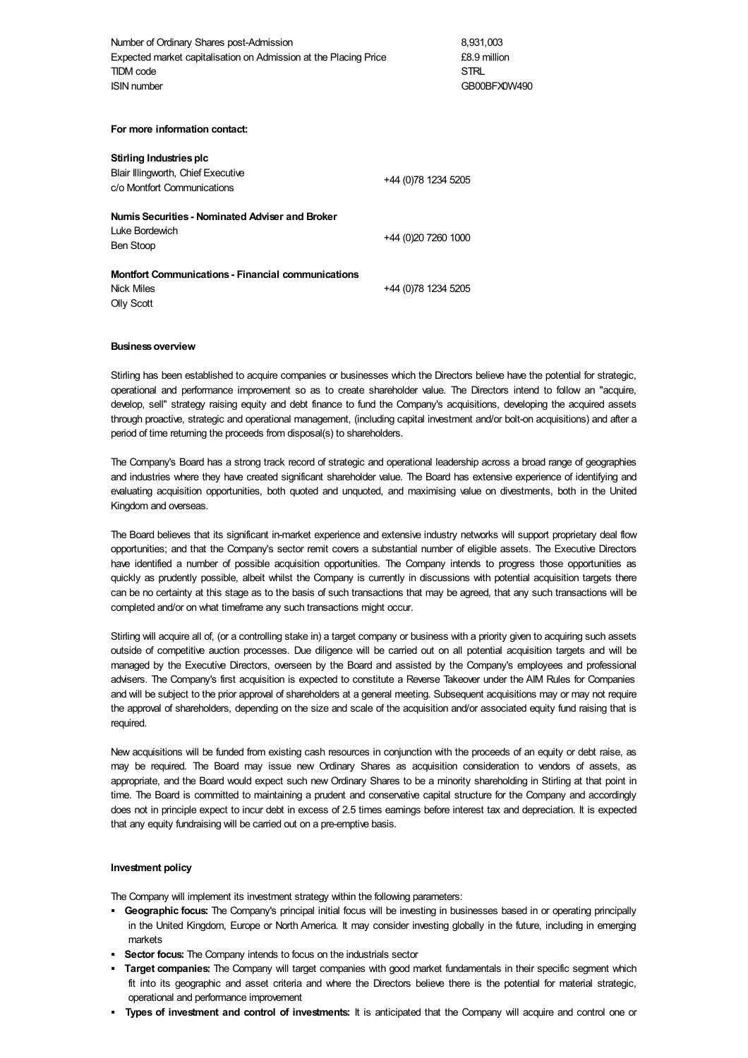| | |
|---|---|
| Number of Ordinary Shares post-Admission | 8,931,003 |
| Expected market capitalisation on Admission at the Placing Price | £8.9 million |
| TIDM code | STRL |
| ISIN number | GB00BFX0W490 |

**For more information contact:**

| | |
|---|---|
| **Stirling Industries plc** | |
| Blair Illingworth, Chief Executive<br>c/o Montfort Communications | +44 (0)78 1234 5205 |
| **Numis Securities - Nominated Adviser and Broker** | |
| Luke Bordewich<br>Ben Stoop | +44 (0)20 7260 1000 |
| **Montfort Communications - Financial communications** | |
| Nick Miles<br>Olly Scott | +44 (0)78 1234 5205 |

**Business overview**

Stirling has been established to acquire companies or businesses which the Directors believe have the potential for strategic, operational and performance improvement so as to create shareholder value. The Directors intend to follow an "acquire, develop, sell" strategy raising equity and debt finance to fund the Company's acquisitions, developing the acquired assets through proactive, strategic and operational management, (including capital investment and/or bolt-on acquisitions) and after a period of time returning the proceeds from disposal(s) to shareholders.

The Company's Board has a strong track record of strategic and operational leadership across a broad range of geographies and industries where they have created significant shareholder value. The Board has extensive experience of identifying and evaluating acquisition opportunities, both quoted and unquoted, and maximising value on divestments, both in the United Kingdom and overseas.

The Board believes that its significant in-market experience and extensive industry networks will support proprietary deal flow opportunities; and that the Company's sector remit covers a substantial number of eligible assets. The Executive Directors have identified a number of possible acquisition opportunities. The Company intends to progress those opportunities as quickly as prudently possible, albeit whilst the Company is currently in discussions with potential acquisition targets there can be no certainty at this stage as to the basis of such transactions that may be agreed, that any such transactions will be completed and/or on what timeframe any such transactions might occur.

Stirling will acquire all of, (or a controlling stake in) a target company or business with a priority given to acquiring such assets outside of competitive auction processes. Due diligence will be carried out on all potential acquisition targets and will be managed by the Executive Directors, overseen by the Board and assisted by the Company's employees and professional advisers. The Company's first acquisition is expected to constitute a Reverse Takeover under the AIM Rules for Companies and will be subject to the prior approval of shareholders at a general meeting. Subsequent acquisitions may or may not require the approval of shareholders, depending on the size and scale of the acquisition and/or associated equity fund raising that is required.

New acquisitions will be funded from existing cash resources in conjunction with the proceeds of an equity or debt raise, as may be required. The Board may issue new Ordinary Shares as acquisition consideration to vendors of assets, as appropriate, and the Board would expect such new Ordinary Shares to be a minority shareholding in Stirling at that point in time. The Board is committed to maintaining a prudent and conservative capital structure for the Company and accordingly does not in principle expect to incur debt in excess of 2.5 times earnings before interest tax and depreciation. It is expected that any equity fundraising will be carried out on a pre-emptive basis.

**Investment policy**

The Company will implement its investment strategy within the following parameters:

- **Geographic focus:** The Company's principal initial focus will be investing in businesses based in or operating principally in the United Kingdom, Europe or North America. It may consider investing globally in the future, including in emerging markets
- **Sector focus:** The Company intends to focus on the industrials sector
- **Target companies:** The Company will target companies with good market fundamentals in their specific segment which fit into its geographic and asset criteria and where the Directors believe there is the potential for material strategic, operational and performance improvement
- **Types of investment and control of investments:** It is anticipated that the Company will acquire and control one or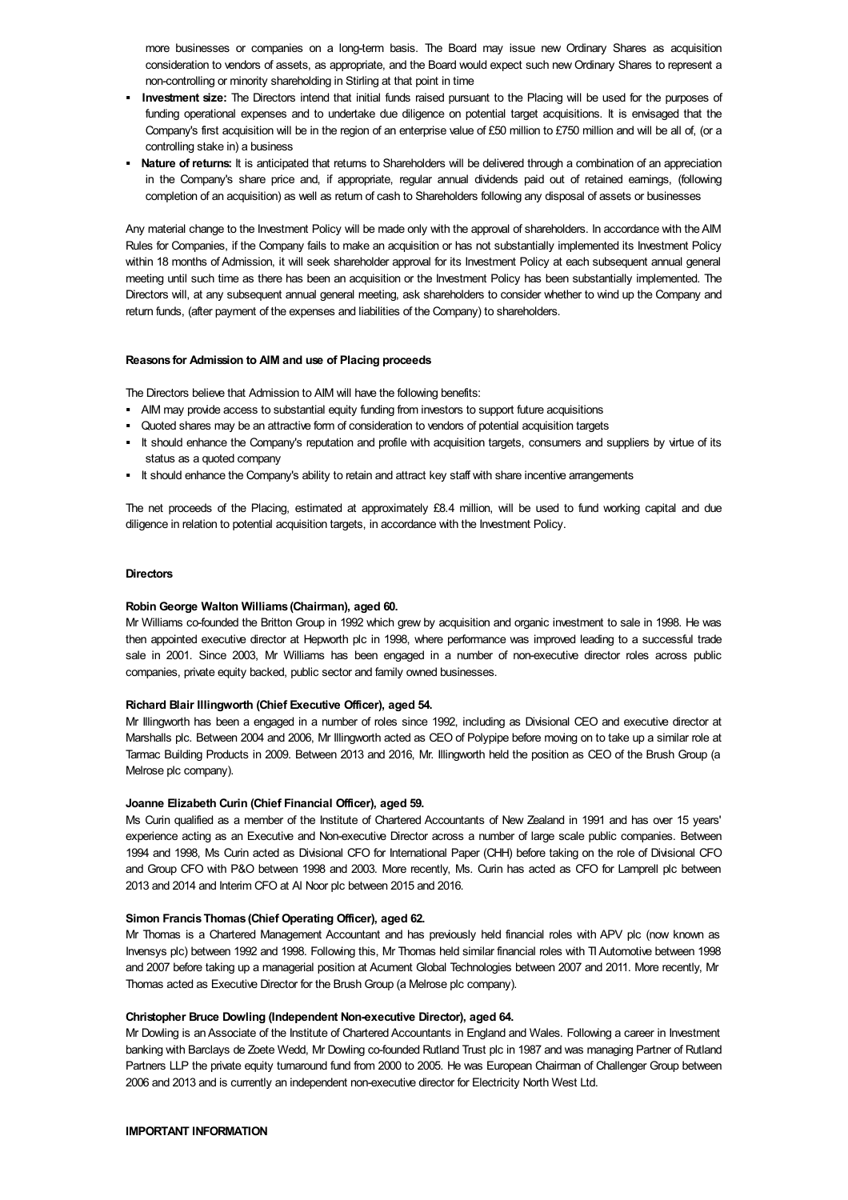more businesses or companies on a long-term basis. The Board may issue new Ordinary Shares as acquisition consideration to vendors of assets, as appropriate, and the Board would expect such new Ordinary Shares to represent a non-controlling or minority shareholding in Stirling at that point in time

- **Investment size:** The Directors intend that initial funds raised pursuant to the Placing will be used for the purposes of funding operational expenses and to undertake due diligence on potential target acquisitions. It is envisaged that the Company's first acquisition will be in the region of an enterprise value of £50 million to £750 million and will be all of, (or a controlling stake in) a business
- **Nature of returns:** It is anticipated that returns to Shareholders will be delivered through a combination of an appreciation in the Company's share price and, if appropriate, regular annual dividends paid out of retained earnings, (following completion of an acquisition) as well as return of cash to Shareholders following any disposal of assets or businesses

Any material change to the Investment Policy will be made only with the approval of shareholders. In accordance with the AIM Rules for Companies, if the Company fails to make an acquisition or has not substantially implemented its Investment Policy within 18 months of Admission, it will seek shareholder approval for its Investment Policy at each subsequent annual general meeting until such time as there has been an acquisition or the Investment Policy has been substantially implemented. The Directors will, at any subsequent annual general meeting, ask shareholders to consider whether to wind up the Company and return funds, (after payment of the expenses and liabilities of the Company) to shareholders.

**Reasons for Admission to AIM and use of Placing proceeds**

The Directors believe that Admission to AIM will have the following benefits:

- AIM may provide access to substantial equity funding from investors to support future acquisitions
- Quoted shares may be an attractive form of consideration to vendors of potential acquisition targets
- It should enhance the Company's reputation and profile with acquisition targets, consumers and suppliers by virtue of its status as a quoted company
- It should enhance the Company's ability to retain and attract key staff with share incentive arrangements

The net proceeds of the Placing, estimated at approximately £8.4 million, will be used to fund working capital and due diligence in relation to potential acquisition targets, in accordance with the Investment Policy.

**Directors**

**Robin George Walton Williams (Chairman), aged 60.**

Mr Williams co-founded the Britton Group in 1992 which grew by acquisition and organic investment to sale in 1998. He was then appointed executive director at Hepworth plc in 1998, where performance was improved leading to a successful trade sale in 2001. Since 2003, Mr Williams has been engaged in a number of non-executive director roles across public companies, private equity backed, public sector and family owned businesses.

**Richard Blair Illingworth (Chief Executive Officer), aged 54.**

Mr Illingworth has been a engaged in a number of roles since 1992, including as Divisional CEO and executive director at Marshalls plc. Between 2004 and 2006, Mr Illingworth acted as CEO of Polypipe before moving on to take up a similar role at Tarmac Building Products in 2009. Between 2013 and 2016, Mr. Illingworth held the position as CEO of the Brush Group (a Melrose plc company).

**Joanne Elizabeth Curin (Chief Financial Officer), aged 59.**

Ms Curin qualified as a member of the Institute of Chartered Accountants of New Zealand in 1991 and has over 15 years' experience acting as an Executive and Non-executive Director across a number of large scale public companies. Between 1994 and 1998, Ms Curin acted as Divisional CFO for International Paper (CHH) before taking on the role of Divisional CFO and Group CFO with P&O between 1998 and 2003. More recently, Ms. Curin has acted as CFO for Lamprell plc between 2013 and 2014 and Interim CFO at Al Noor plc between 2015 and 2016.

**Simon Francis Thomas (Chief Operating Officer), aged 62.**

Mr Thomas is a Chartered Management Accountant and has previously held financial roles with APV plc (now known as Invensys plc) between 1992 and 1998. Following this, Mr Thomas held similar financial roles with TI Automotive between 1998 and 2007 before taking up a managerial position at Acument Global Technologies between 2007 and 2011. More recently, Mr Thomas acted as Executive Director for the Brush Group (a Melrose plc company).

**Christopher Bruce Dowling (Independent Non-executive Director), aged 64.**

Mr Dowling is an Associate of the Institute of Chartered Accountants in England and Wales. Following a career in Investment banking with Barclays de Zoete Wedd, Mr Dowling co-founded Rutland Trust plc in 1987 and was managing Partner of Rutland Partners LLP the private equity turnaround fund from 2000 to 2005. He was European Chairman of Challenger Group between 2006 and 2013 and is currently an independent non-executive director for Electricity North West Ltd.

**IMPORTANT INFORMATION**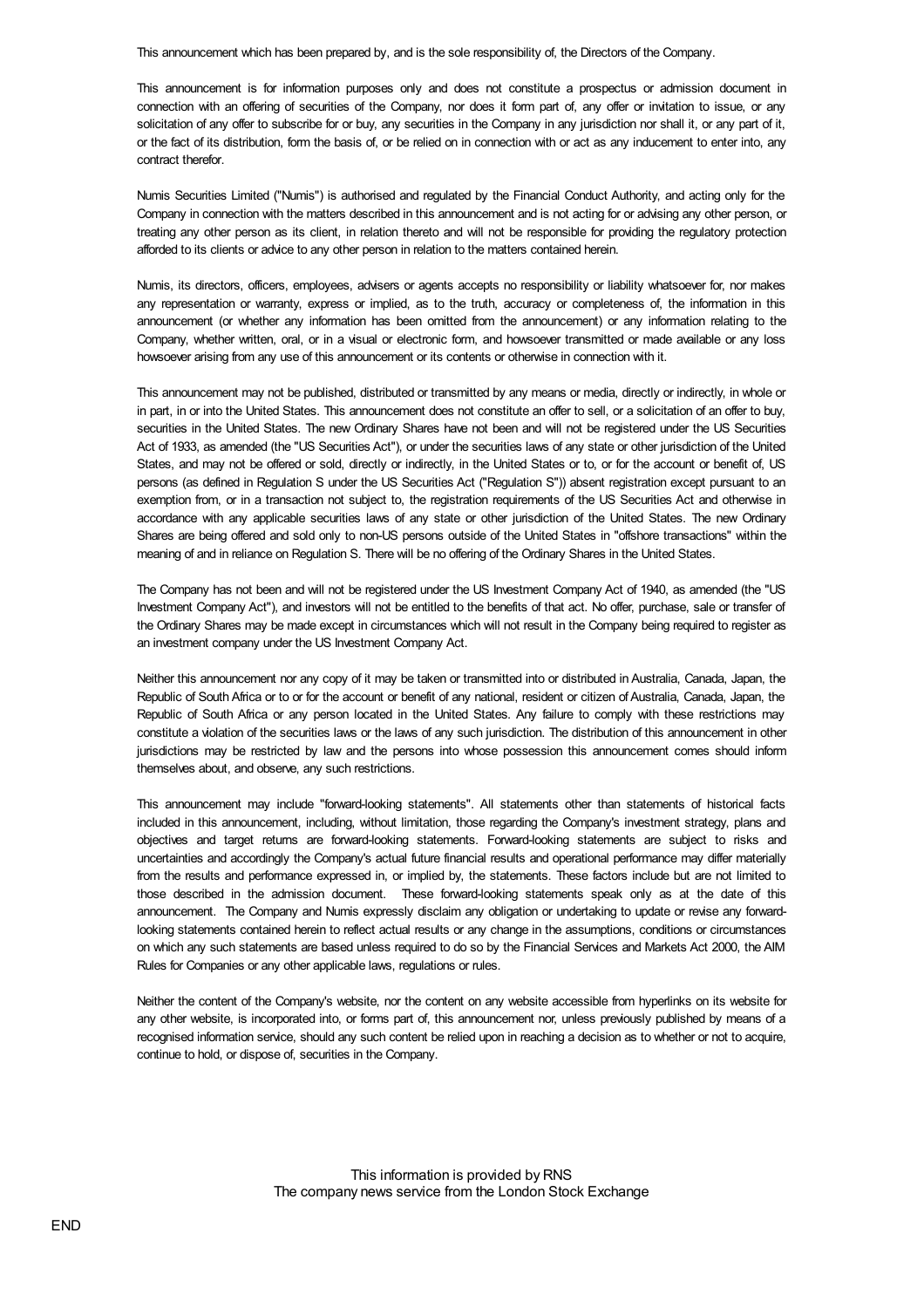This announcement which has been prepared by, and is the sole responsibility of, the Directors of the Company.

This announcement is for information purposes only and does not constitute a prospectus or admission document in connection with an offering of securities of the Company, nor does it form part of, any offer or invitation to issue, or any solicitation of any offer to subscribe for or buy, any securities in the Company in any jurisdiction nor shall it, or any part of it, or the fact of its distribution, form the basis of, or be relied on in connection with or act as any inducement to enter into, any contract therefor.

Numis Securities Limited ("Numis") is authorised and regulated by the Financial Conduct Authority, and acting only for the Company in connection with the matters described in this announcement and is not acting for or advising any other person, or treating any other person as its client, in relation thereto and will not be responsible for providing the regulatory protection afforded to its clients or advice to any other person in relation to the matters contained herein.

Numis, its directors, officers, employees, advisers or agents accepts no responsibility or liability whatsoever for, nor makes any representation or warranty, express or implied, as to the truth, accuracy or completeness of, the information in this announcement (or whether any information has been omitted from the announcement) or any information relating to the Company, whether written, oral, or in a visual or electronic form, and howsoever transmitted or made available or any loss howsoever arising from any use of this announcement or its contents or otherwise in connection with it.

This announcement may not be published, distributed or transmitted by any means or media, directly or indirectly, in whole or in part, in or into the United States. This announcement does not constitute an offer to sell, or a solicitation of an offer to buy, securities in the United States. The new Ordinary Shares have not been and will not be registered under the US Securities Act of 1933, as amended (the "US Securities Act"), or under the securities laws of any state or other jurisdiction of the United States, and may not be offered or sold, directly or indirectly, in the United States or to, or for the account or benefit of, US persons (as defined in Regulation S under the US Securities Act ("Regulation S")) absent registration except pursuant to an exemption from, or in a transaction not subject to, the registration requirements of the US Securities Act and otherwise in accordance with any applicable securities laws of any state or other jurisdiction of the United States. The new Ordinary Shares are being offered and sold only to non-US persons outside of the United States in "offshore transactions" within the meaning of and in reliance on Regulation S. There will be no offering of the Ordinary Shares in the United States.

The Company has not been and will not be registered under the US Investment Company Act of 1940, as amended (the "US Investment Company Act"), and investors will not be entitled to the benefits of that act. No offer, purchase, sale or transfer of the Ordinary Shares may be made except in circumstances which will not result in the Company being required to register as an investment company under the US Investment Company Act.

Neither this announcement nor any copy of it may be taken or transmitted into or distributed in Australia, Canada, Japan, the Republic of South Africa or to or for the account or benefit of any national, resident or citizen of Australia, Canada, Japan, the Republic of South Africa or any person located in the United States. Any failure to comply with these restrictions may constitute a violation of the securities laws or the laws of any such jurisdiction. The distribution of this announcement in other jurisdictions may be restricted by law and the persons into whose possession this announcement comes should inform themselves about, and observe, any such restrictions.

This announcement may include "forward-looking statements". All statements other than statements of historical facts included in this announcement, including, without limitation, those regarding the Company's investment strategy, plans and objectives and target returns are forward-looking statements. Forward-looking statements are subject to risks and uncertainties and accordingly the Company's actual future financial results and operational performance may differ materially from the results and performance expressed in, or implied by, the statements. These factors include but are not limited to those described in the admission document. These forward-looking statements speak only as at the date of this announcement. The Company and Numis expressly disclaim any obligation or undertaking to update or revise any forward-looking statements contained herein to reflect actual results or any change in the assumptions, conditions or circumstances on which any such statements are based unless required to do so by the Financial Services and Markets Act 2000, the AIM Rules for Companies or any other applicable laws, regulations or rules.

Neither the content of the Company's website, nor the content on any website accessible from hyperlinks on its website for any other website, is incorporated into, or forms part of, this announcement nor, unless previously published by means of a recognised information service, should any such content be relied upon in reaching a decision as to whether or not to acquire, continue to hold, or dispose of, securities in the Company.

This information is provided by RNS
The company news service from the London Stock Exchange

END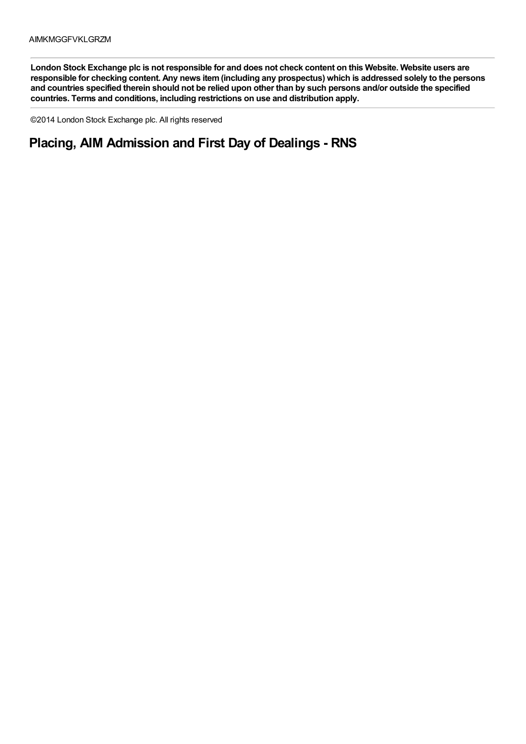AIMKMGGFVKLGRZM

**London Stock Exchange plc is not responsible for and does not check content on this Website. Website users are responsible for checking content. Any news item (including any prospectus) which is addressed solely to the persons and countries specified therein should not be relied upon other than by such persons and/or outside the specified countries. Terms and conditions, including restrictions on use and distribution apply.**

©2014 London Stock Exchange plc. All rights reserved

## Placing, AIM Admission and First Day of Dealings - RNS